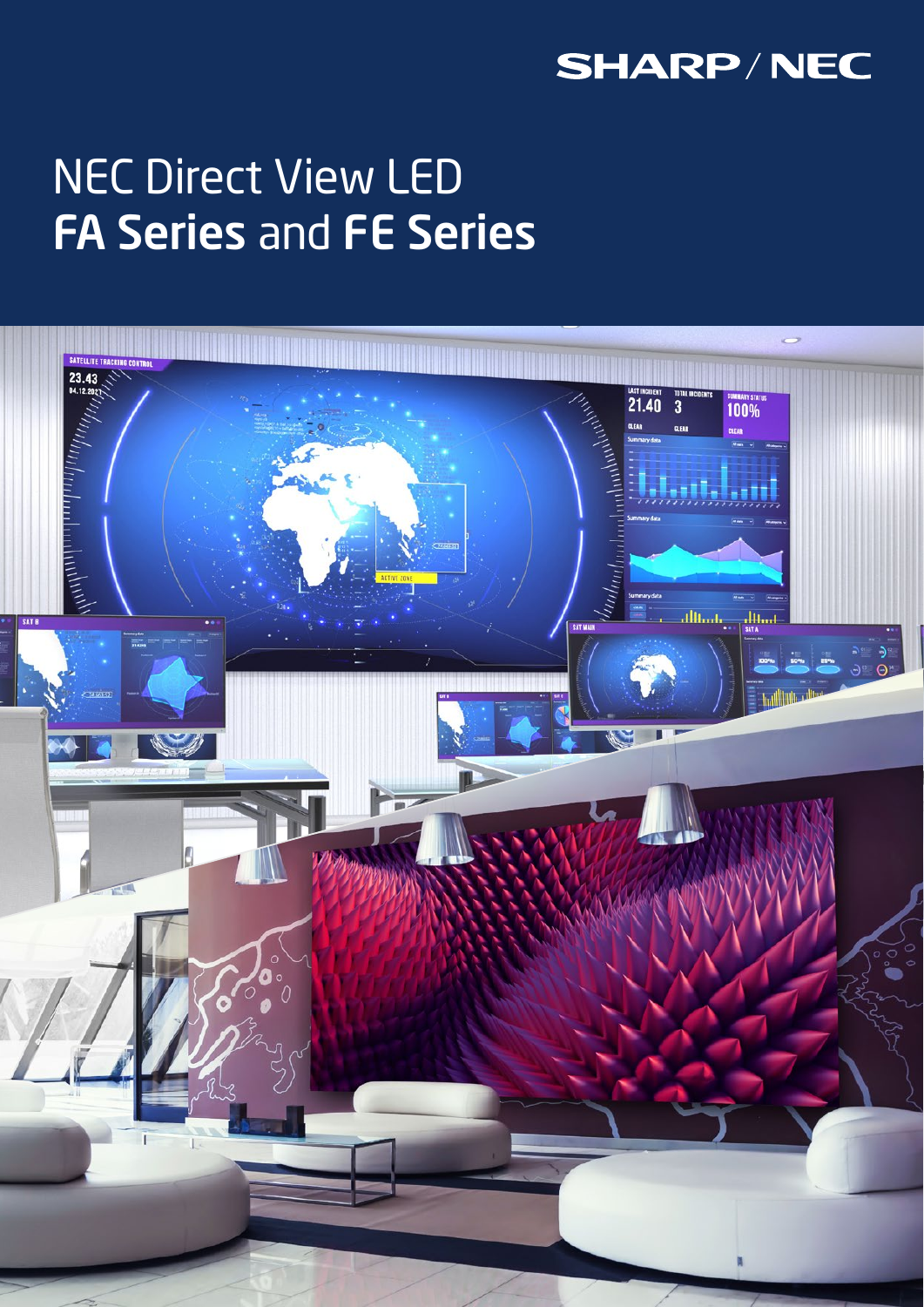SHARP/NEC

# NEC Direct View LED **FA Series** and **FE Series**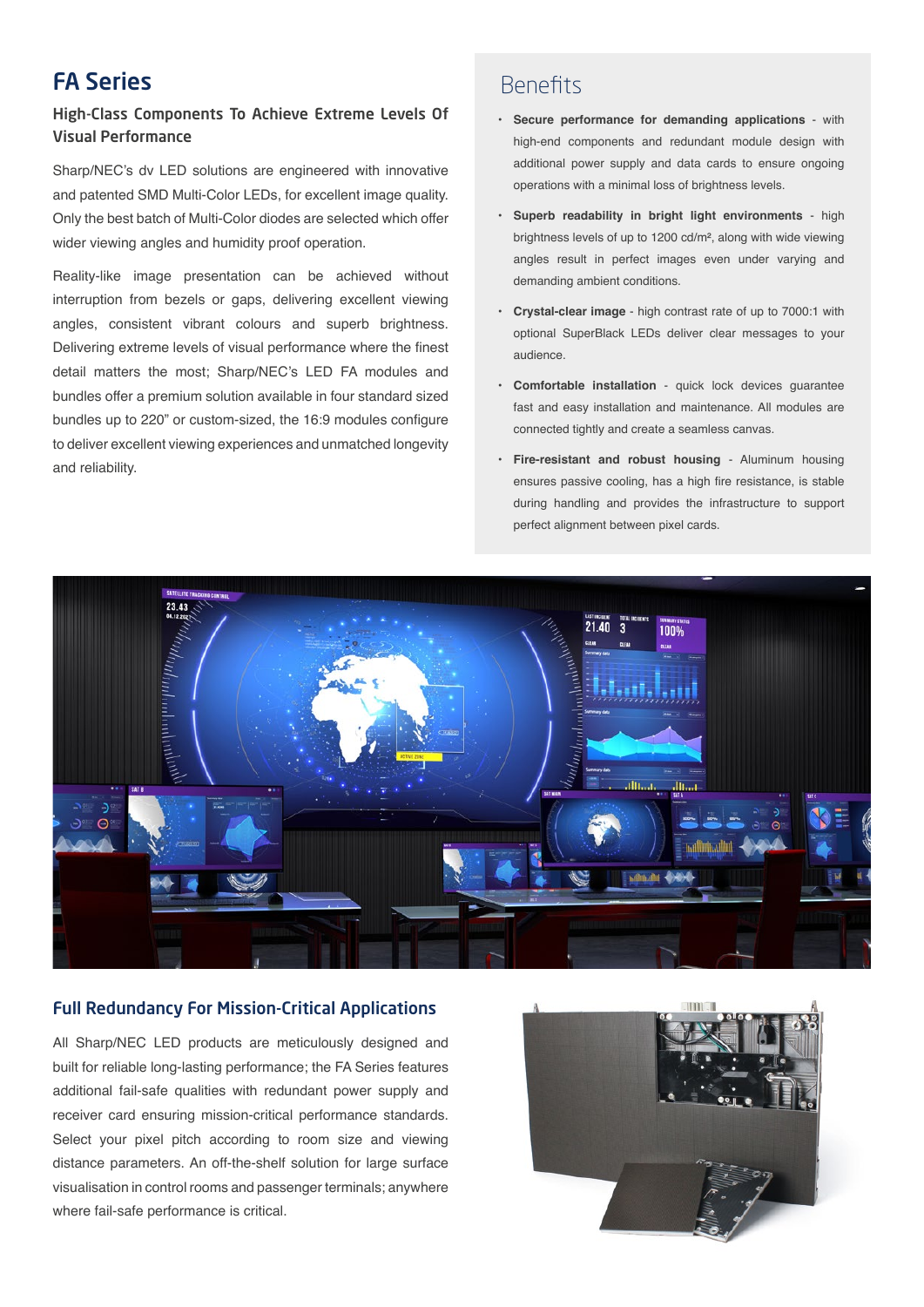# FA Series

### High-Class Components To Achieve Extreme Levels Of Visual Performance

Sharp/NEC's dv LED solutions are engineered with innovative and patented SMD Multi-Color LEDs, for excellent image quality. Only the best batch of Multi-Color diodes are selected which offer wider viewing angles and humidity proof operation.

Reality-like image presentation can be achieved without interruption from bezels or gaps, delivering excellent viewing angles, consistent vibrant colours and superb brightness. Delivering extreme levels of visual performance where the finest detail matters the most; Sharp/NEC's LED FA modules and bundles offer a premium solution available in four standard sized bundles up to 220" or custom-sized, the 16:9 modules configure to deliver excellent viewing experiences and unmatched longevity and reliability.

## Benefits

- **Secure performance for demanding applications** - with high-end components and redundant module design with additional power supply and data cards to ensure ongoing operations with a minimal loss of brightness levels.
- **Superb readability in bright light environments** - high brightness levels of up to 1200 cd/m², along with wide viewing angles result in perfect images even under varying and demanding ambient conditions.
- **Crystal-clear image** - high contrast rate of up to 7000:1 with optional SuperBlack LEDs deliver clear messages to your audience.
- **Comfortable installation** - quick lock devices guarantee fast and easy installation and maintenance. All modules are connected tightly and create a seamless canvas.
- **Fire-resistant and robust housing** - Aluminum housing ensures passive cooling, has a high fire resistance, is stable during handling and provides the infrastructure to support perfect alignment between pixel cards.

### Full Redundancy For Mission-Critical Applications

All Sharp/NEC LED products are meticulously designed and built for reliable long-lasting performance; the FA Series features additional fail-safe qualities with redundant power supply and receiver card ensuring mission-critical performance standards. Select your pixel pitch according to room size and viewing distance parameters. An off-the-shelf solution for large surface visualisation in control rooms and passenger terminals; anywhere where fail-safe performance is critical.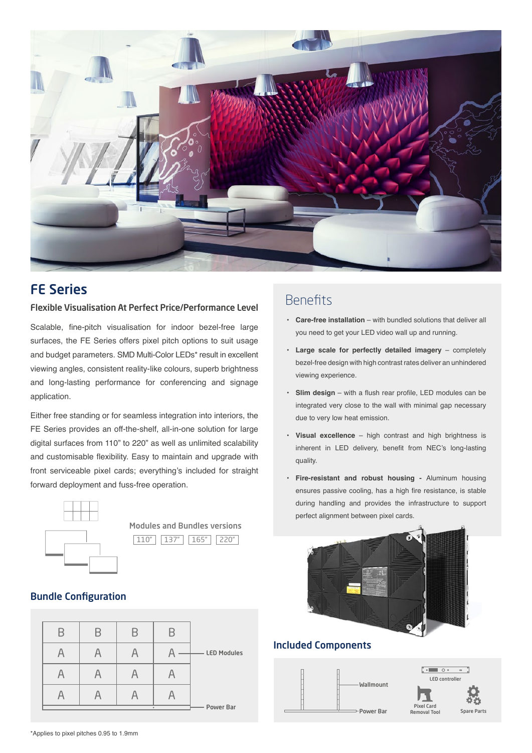# FE Series

### Flexible Visualisation At Perfect Price/Performance Level

Scalable, fine-pitch visualisation for indoor bezel-free large surfaces, the FE Series offers pixel pitch options to suit usage and budget parameters. SMD Multi-Color LEDs* result in excellent viewing angles, consistent reality-like colours, superb brightness and long-lasting performance for conferencing and signage application.

Either free standing or for seamless integration into interiors, the FE Series provides an off-the-shelf, all-in-one solution for large digital surfaces from 110" to 220" as well as unlimited scalability and customisable flexibility. Easy to maintain and upgrade with front serviceable pixel cards; everything's included for straight forward deployment and fuss-free operation.

Modules and Bundles versions

110" | 137" | 165" | 220"

## Bundle Configuration

| B | B | B | B |
|---|---|---|---|
| A | A | A | A |
| A | A | A | A |
| A | A | A | A |

LED Modules

Power Bar

## Benefits

- **Care-free installation** – with bundled solutions that deliver all you need to get your LED video wall up and running.
- **Large scale for perfectly detailed imagery** – completely bezel-free design with high contrast rates deliver an unhindered viewing experience.
- **Slim design** – with a flush rear profile, LED modules can be integrated very close to the wall with minimal gap necessary due to very low heat emission.
- **Visual excellence** – high contrast and high brightness is inherent in LED delivery, benefit from NEC's long-lasting quality.
- **Fire-resistant and robust housing** - Aluminum housing ensures passive cooling, has a high fire resistance, is stable during handling and provides the infrastructure to support perfect alignment between pixel cards.

## Included Components

Wallmount

Power Bar

LED controller

Pixel Card Removal Tool

Spare Parts

*Applies to pixel pitches 0.95 to 1.9mm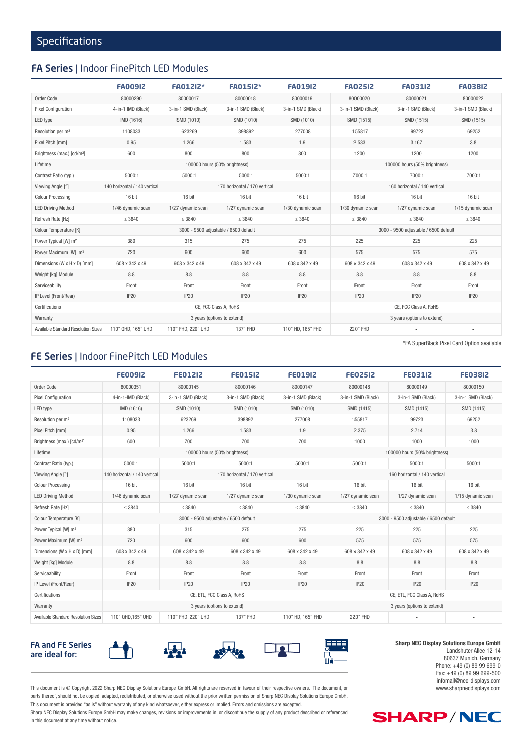## Specifications

### FA Series | Indoor FinePitch LED Modules

| | FA009i2 | FA012i2* | FA015i2* | FA019i2 | FA025i2 | FA031i2 | FA038i2 |
|---|---|---|---|---|---|---|---|
| Order Code | 80000290 | 80000017 | 80000018 | 80000019 | 80000020 | 80000021 | 80000022 |
| Pixel Configuration | 4-in-1 IMD (Black) | 3-in-1 SMD (Black) | 3-in-1 SMD (Black) | 3-in-1 SMD (Black) | 3-in-1 SMD (Black) | 3-in-1 SMD (Black) | 3-in-1 SMD (Black) |
| LED type | IMD (1616) | SMD (1010) | SMD (1010) | SMD (1010) | SMD (1515) | SMD (1515) | SMD (1515) |
| Resolution per m² | 1108033 | 623269 | 398892 | 277008 | 155817 | 99723 | 69252 |
| Pixel Pitch [mm] | 0.95 | 1.266 | 1.583 | 1.9 | 2.533 | 3.167 | 3.8 |
| Brightness (max.) [cd/m²] | 600 | 800 | 800 | 800 | 1200 | 1200 | 1200 |
| Lifetime | 100000 hours (50% brightness) | | | | 100000 hours (50% brightness) | | |
| Contrast Ratio (typ.) | 5000:1 | 5000:1 | 5000:1 | 5000:1 | 7000:1 | 7000:1 | 7000:1 |
| Viewing Angle [°] | 140 horizontal / 140 vertical | 170 horizontal / 170 vertical | | | 160 horizontal / 140 vertical | | |
| Colour Processing | 16 bit | 16 bit | 16 bit | 16 bit | 16 bit | 16 bit | 16 bit |
| LED Driving Method | 1/46 dynamic scan | 1/27 dynamic scan | 1/27 dynamic scan | 1/30 dynamic scan | 1/30 dynamic scan | 1/27 dynamic scan | 1/15 dynamic scan |
| Refresh Rate [Hz] | ≤ 3840 | ≤ 3840 | ≤ 3840 | ≤ 3840 | ≤ 3840 | ≤ 3840 | ≤ 3840 |
| Colour Temperature [K] | 3000 - 9500 adjustable / 6500 default | | | | 3000 - 9500 adjustable / 6500 default | | |
| Power Typical [W] m² | 380 | 315 | 275 | 275 | 225 | 225 | 225 |
| Power Maximum [W] m² | 720 | 600 | 600 | 600 | 575 | 575 | 575 |
| Dimensions (W x H x D) [mm] | 608 x 342 x 49 | 608 x 342 x 49 | 608 x 342 x 49 | 608 x 342 x 49 | 608 x 342 x 49 | 608 x 342 x 49 | 608 x 342 x 49 |
| Weight [kg] Module | 8.8 | 8.8 | 8.8 | 8.8 | 8.8 | 8.8 | 8.8 |
| Serviceability | Front | Front | Front | Front | Front | Front | Front |
| IP Level (Front/Rear) | IP20 | IP20 | IP20 | IP20 | IP20 | IP20 | IP20 |
| Certifications | CE, FCC Class A, RoHS | | | | CE, FCC Class A, RoHS | | |
| Warranty | 3 years (options to extend) | | | | 3 years (options to extend) | | |
| Available Standard Resolution Sizes | 110" QHD, 165" UHD | 110" FHD, 220" UHD | 137" FHD | 110" HD, 165" FHD | 220" FHD | - | - |

*FA SuperBlack Pixel Card Option available

### FE Series | Indoor FinePitch LED Modules

| | FE009i2 | FE012i2 | FE015i2 | FE019i2 | FE025i2 | FE031i2 | FE038i2 |
|---|---|---|---|---|---|---|---|
| Order Code | 80000351 | 80000145 | 80000146 | 80000147 | 80000148 | 80000149 | 80000150 |
| Pixel Configuration | 4-in-1-IMD (Black) | 3-in-1 SMD (Black) | 3-in-1 SMD (Black) | 3-in-1 SMD (Black) | 3-in-1 SMD (Black) | 3-in-1 SMD (Black) | 3-in-1 SMD (Black) |
| LED type | IMD (1616) | SMD (1010) | SMD (1010) | SMD (1010) | SMD (1415) | SMD (1415) | SMD (1415) |
| Resolution per m² | 1108033 | 623269 | 398892 | 277008 | 155817 | 99723 | 69252 |
| Pixel Pitch [mm] | 0.95 | 1.266 | 1.583 | 1.9 | 2.375 | 2.714 | 3.8 |
| Brightness (max.) [cd/m²] | 600 | 700 | 700 | 700 | 1000 | 1000 | 1000 |
| Lifetime | 100000 hours (50% brightness) | | | | 100000 hours (50% brightness) | | |
| Contrast Ratio (typ.) | 5000:1 | 5000:1 | 5000:1 | 5000:1 | 5000:1 | 5000:1 | 5000:1 |
| Viewing Angle [°] | 140 horizontal / 140 vertical | 170 horizontal / 170 vertical | | | 160 horizontal / 140 vertical | | |
| Colour Processing | 16 bit | 16 bit | 16 bit | 16 bit | 16 bit | 16 bit | 16 bit |
| LED Driving Method | 1/46 dynamic scan | 1/27 dynamic scan | 1/27 dynamic scan | 1/30 dynamic scan | 1/27 dynamic scan | 1/27 dynamic scan | 1/15 dynamic scan |
| Refresh Rate [Hz] | ≤ 3840 | ≤ 3840 | ≤ 3840 | ≤ 3840 | ≤ 3840 | ≤ 3840 | ≤ 3840 |
| Colour Temperature [K] | 3000 - 9500 adjustable / 6500 default | | | | 3000 - 9500 adjustable / 6500 default | | |
| Power Typical [W] m² | 380 | 315 | 275 | 275 | 225 | 225 | 225 |
| Power Maximum [W] m² | 720 | 600 | 600 | 600 | 575 | 575 | 575 |
| Dimensions (W x H x D) [mm] | 608 x 342 x 49 | 608 x 342 x 49 | 608 x 342 x 49 | 608 x 342 x 49 | 608 x 342 x 49 | 608 x 342 x 49 | 608 x 342 x 49 |
| Weight [kg] Module | 8.8 | 8.8 | 8.8 | 8.8 | 8.8 | 8.8 | 8.8 |
| Serviceability | Front | Front | Front | Front | Front | Front | Front |
| IP Level (Front/Rear) | IP20 | IP20 | IP20 | IP20 | IP20 | IP20 | IP20 |
| Certifications | CE, ETL, FCC Class A, RoHS | | | | CE, ETL, FCC Class A, RoHS | | |
| Warranty | 3 years (options to extend) | | | | 3 years (options to extend) | | |
| Available Standard Resolution Sizes | 110" QHD,165" UHD | 110" FHD, 220" UHD | 137" FHD | 110" HD, 165" FHD | 220" FHD | - | - |

**FA and FE Series are ideal for:**

This document is © Copyright 2022 Sharp NEC Display Solutions Europe GmbH. All rights are reserved in favour of their respective owners. The document, or parts thereof, should not be copied, adapted, redistributed, or otherwise used without the prior written permission of Sharp NEC Display Solutions Europe GmbH. This document is provided "as is" without warranty of any kind whatsoever, either express or implied. Errors and omissions are excepted.
Sharp NEC Display Solutions Europe GmbH may make changes, revisions or improvements in, or discontinue the supply of any product described or referenced in this document at any time without notice.

**Sharp NEC Display Solutions Europe GmbH**
Landshuter Allee 12-14
80637 Munich, Germany
Phone: +49 (0) 89 99 699-0
Fax: +49 (0) 89 99 699-500
infomail@nec-displays.com
www.sharpnecdisplays.com

SHARP / NEC